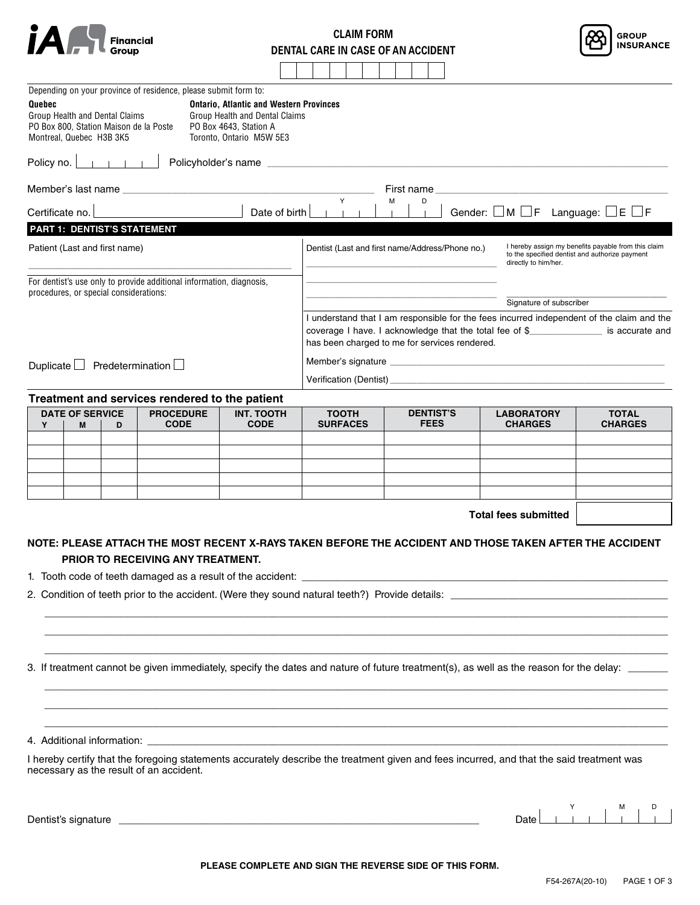iA Financial Group

# CLAIM FORM
## DENTAL CARE IN CASE OF AN ACCIDENT

GROUP INSURANCE

Depending on your province of residence, please submit form to:

**Quebec**
Group Health and Dental Claims
PO Box 800, Station Maison de la Poste
Montreal, Quebec H3B 3K5

**Ontario, Atlantic and Western Provinces**
Group Health and Dental Claims
PO Box 4643, Station A
Toronto, Ontario M5W 5E3

Policy no. ______ Policyholder's name ______________________________

Member's last name ______________________________ First name ______________________________

Certificate no. ______________ Date of birth (Y / M / D) ______ Gender: ☐ M ☐ F Language: ☐ E ☐ F

## PART 1: DENTIST'S STATEMENT

Patient (Last and first name)

______________________________

For dentist's use only to provide additional information, diagnosis, procedures, or special considerations:

Duplicate ☐ Predetermination ☐

Dentist (Last and first name/Address/Phone no.)

______________________________

______________________________

______________________________

I hereby assign my benefits payable from this claim to the specified dentist and authorize payment directly to him/her.

______________________________
Signature of subscriber

I understand that I am responsible for the fees incurred independent of the claim and the coverage I have. I acknowledge that the total fee of $_____________ is accurate and has been charged to me for services rendered.

Member's signature ______________________________

Verification (Dentist) ______________________________

### Treatment and services rendered to the patient

| DATE OF SERVICE | | | PROCEDURE CODE | INT. TOOTH CODE | TOOTH SURFACES | DENTIST'S FEES | LABORATORY CHARGES | TOTAL CHARGES |
|---|---|---|---|---|---|---|---|---|
| Y | M | D | | | | | | |
| | | | | | | | | |
| | | | | | | | | |
| | | | | | | | | |
| | | | | | | | | |
| | | | | | | | | |

**Total fees submitted** ______

**NOTE: PLEASE ATTACH THE MOST RECENT X-RAYS TAKEN BEFORE THE ACCIDENT AND THOSE TAKEN AFTER THE ACCIDENT PRIOR TO RECEIVING ANY TREATMENT.**

1. Tooth code of teeth damaged as a result of the accident: ______________________________
2. Condition of teeth prior to the accident. (Were they sound natural teeth?) Provide details: ______________________________
3. If treatment cannot be given immediately, specify the dates and nature of future treatment(s), as well as the reason for the delay: ______________________________
4. Additional information: ______________________________

I hereby certify that the foregoing statements accurately describe the treatment given and fees incurred, and that the said treatment was necessary as the result of an accident.

Dentist's signature ______________________________ Date (Y / M / D) ______

**PLEASE COMPLETE AND SIGN THE REVERSE SIDE OF THIS FORM.**

F54-267A(20-10)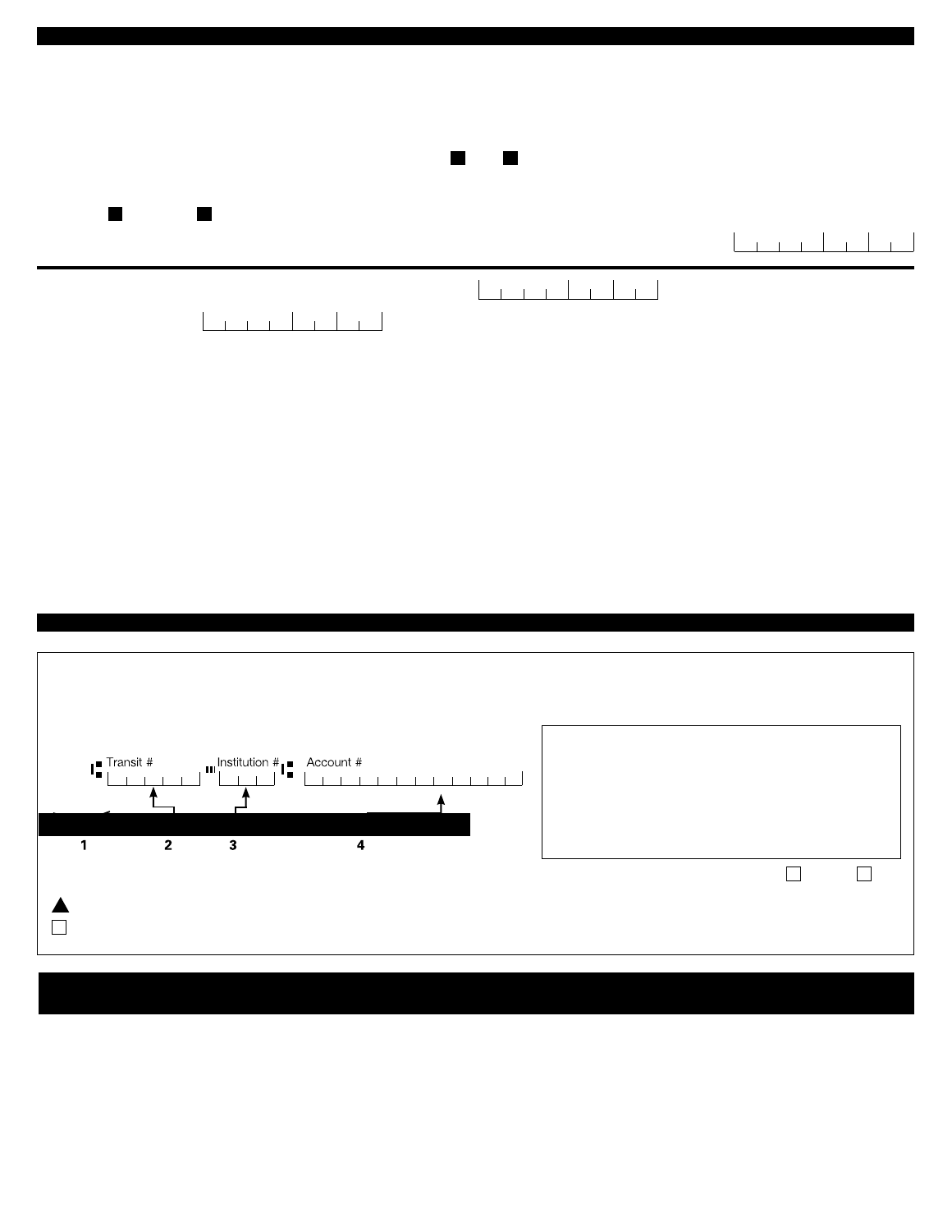Transit #

Institution #

Account #

1

2

3

4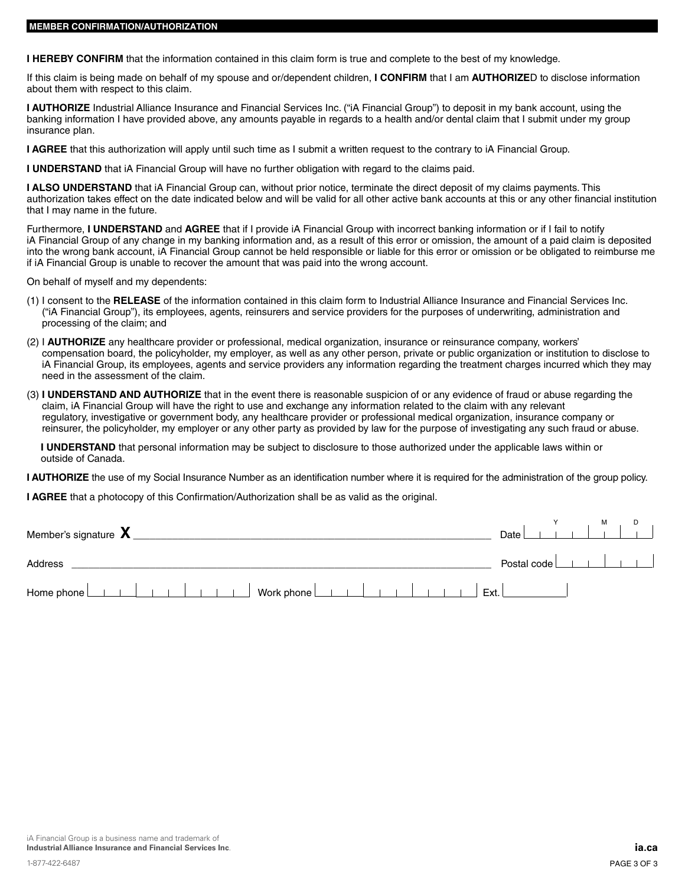## MEMBER CONFIRMATION/AUTHORIZATION

**I HEREBY CONFIRM** that the information contained in this claim form is true and complete to the best of my knowledge.

If this claim is being made on behalf of my spouse and or/dependent children, **I CONFIRM** that I am **AUTHORIZE**D to disclose information about them with respect to this claim.

**I AUTHORIZE** Industrial Alliance Insurance and Financial Services Inc. ("iA Financial Group") to deposit in my bank account, using the banking information I have provided above, any amounts payable in regards to a health and/or dental claim that I submit under my group insurance plan.

**I AGREE** that this authorization will apply until such time as I submit a written request to the contrary to iA Financial Group.

**I UNDERSTAND** that iA Financial Group will have no further obligation with regard to the claims paid.

**I ALSO UNDERSTAND** that iA Financial Group can, without prior notice, terminate the direct deposit of my claims payments. This authorization takes effect on the date indicated below and will be valid for all other active bank accounts at this or any other financial institution that I may name in the future.

Furthermore, **I UNDERSTAND** and **AGREE** that if I provide iA Financial Group with incorrect banking information or if I fail to notify iA Financial Group of any change in my banking information and, as a result of this error or omission, the amount of a paid claim is deposited into the wrong bank account, iA Financial Group cannot be held responsible or liable for this error or omission or be obligated to reimburse me if iA Financial Group is unable to recover the amount that was paid into the wrong account.

On behalf of myself and my dependents:

(1) I consent to the **RELEASE** of the information contained in this claim form to Industrial Alliance Insurance and Financial Services Inc. ("iA Financial Group"), its employees, agents, reinsurers and service providers for the purposes of underwriting, administration and processing of the claim; and

(2) I **AUTHORIZE** any healthcare provider or professional, medical organization, insurance or reinsurance company, workers' compensation board, the policyholder, my employer, as well as any other person, private or public organization or institution to disclose to iA Financial Group, its employees, agents and service providers any information regarding the treatment charges incurred which they may need in the assessment of the claim.

(3) **I UNDERSTAND AND AUTHORIZE** that in the event there is reasonable suspicion of or any evidence of fraud or abuse regarding the claim, iA Financial Group will have the right to use and exchange any information related to the claim with any relevant regulatory, investigative or government body, any healthcare provider or professional medical organization, insurance company or reinsurer, the policyholder, my employer or any other party as provided by law for the purpose of investigating any such fraud or abuse.

**I UNDERSTAND** that personal information may be subject to disclosure to those authorized under the applicable laws within or outside of Canada.

**I AUTHORIZE** the use of my Social Insurance Number as an identification number where it is required for the administration of the group policy.

**I AGREE** that a photocopy of this Confirmation/Authorization shall be as valid as the original.

Member's signature **X** ______________________________ Date (Y M D) ____________

Address ______________________________ Postal code ____________

Home phone ____________ Work phone ____________ Ext. ________

iA Financial Group is a business name and trademark of **Industrial Alliance Insurance and Financial Services Inc**.

1-877-422-6487

**ia.ca**